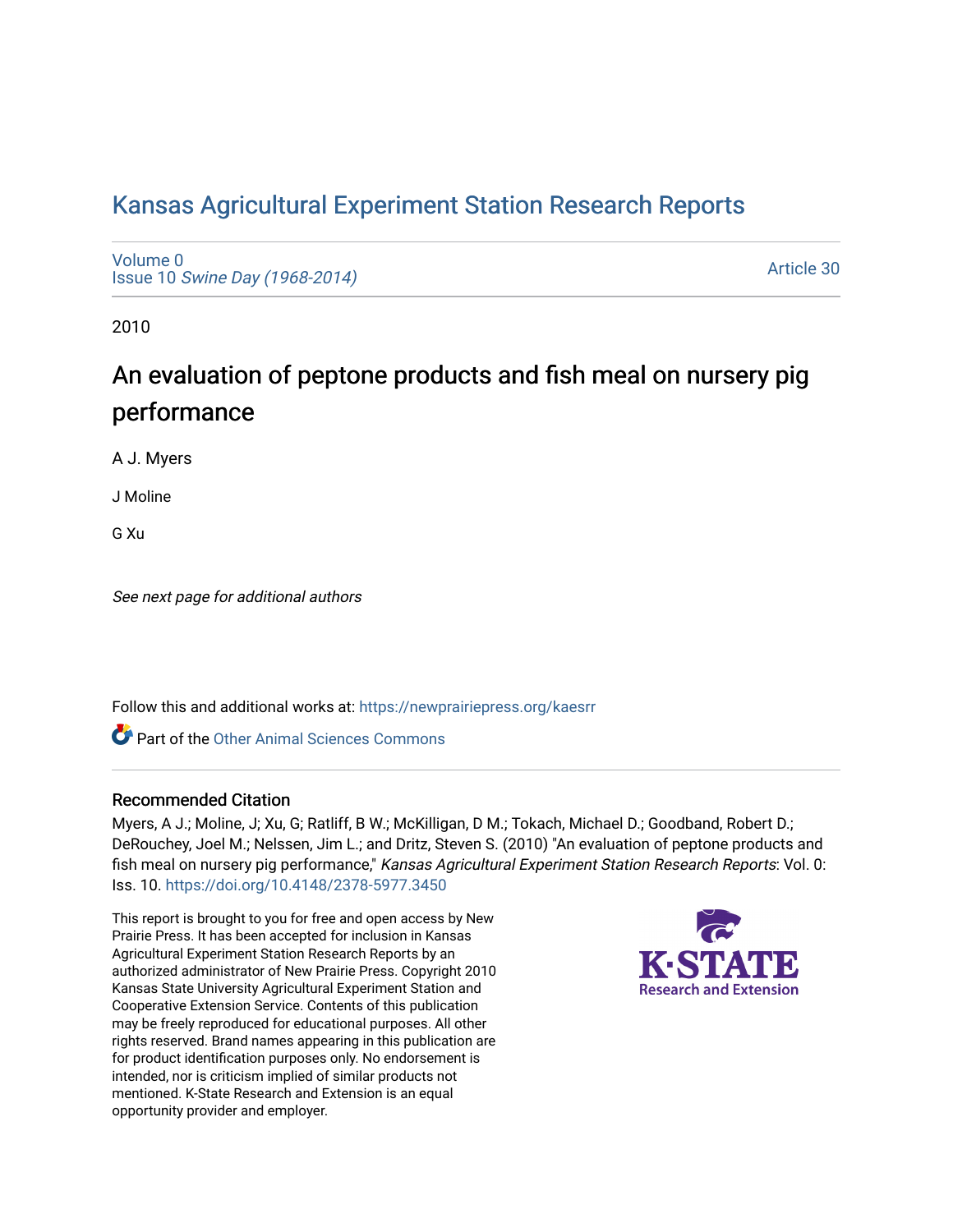# Kansas Agricultural Experiment Station Research Reports

Volume 0
Issue 10 *Swine Day (1968-2014)*

Article 30

2010

## An evaluation of peptone products and fish meal on nursery pig performance

A J. Myers

J Moline

G Xu

*See next page for additional authors*

Follow this and additional works at: https://newprairiepress.org/kaesrr

Part of the Other Animal Sciences Commons

### Recommended Citation

Myers, A J.; Moline, J; Xu, G; Ratliff, B W.; McKilligan, D M.; Tokach, Michael D.; Goodband, Robert D.; DeRouchey, Joel M.; Nelssen, Jim L.; and Dritz, Steven S. (2010) "An evaluation of peptone products and fish meal on nursery pig performance," *Kansas Agricultural Experiment Station Research Reports*: Vol. 0: Iss. 10. https://doi.org/10.4148/2378-5977.3450

This report is brought to you for free and open access by New Prairie Press. It has been accepted for inclusion in Kansas Agricultural Experiment Station Research Reports by an authorized administrator of New Prairie Press. Copyright 2010 Kansas State University Agricultural Experiment Station and Cooperative Extension Service. Contents of this publication may be freely reproduced for educational purposes. All other rights reserved. Brand names appearing in this publication are for product identification purposes only. No endorsement is intended, nor is criticism implied of similar products not mentioned. K-State Research and Extension is an equal opportunity provider and employer.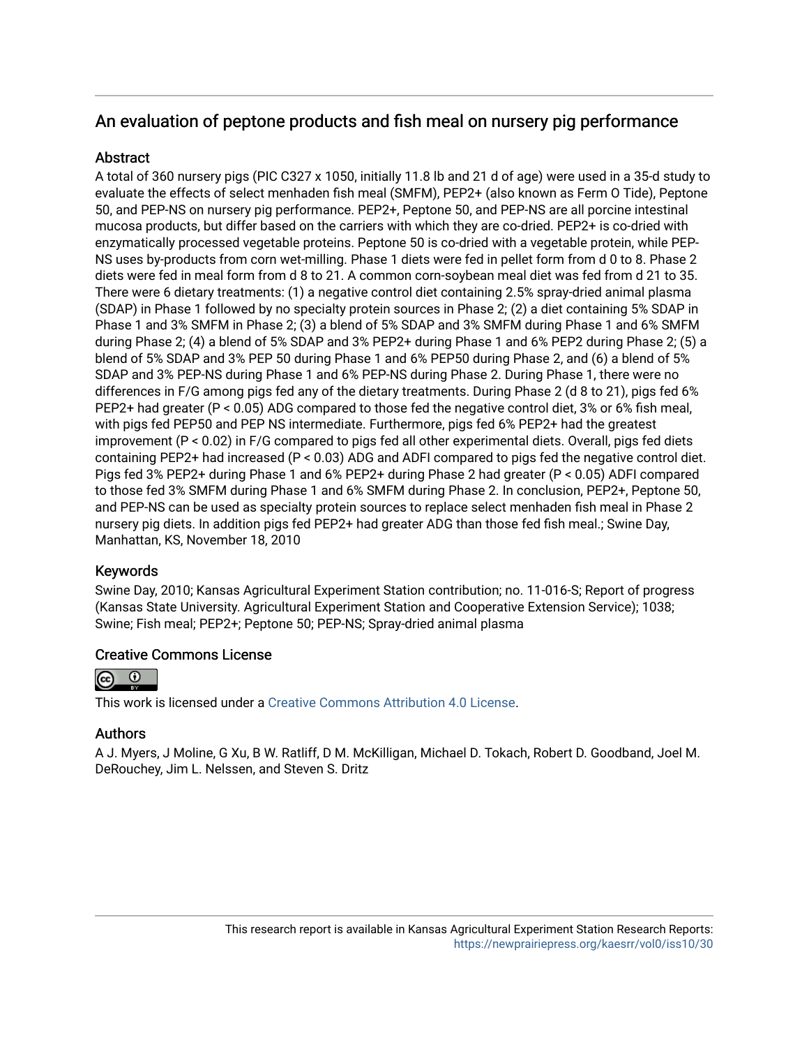## An evaluation of peptone products and fish meal on nursery pig performance

### Abstract

A total of 360 nursery pigs (PIC C327 x 1050, initially 11.8 lb and 21 d of age) were used in a 35-d study to evaluate the effects of select menhaden fish meal (SMFM), PEP2+ (also known as Ferm O Tide), Peptone 50, and PEP-NS on nursery pig performance. PEP2+, Peptone 50, and PEP-NS are all porcine intestinal mucosa products, but differ based on the carriers with which they are co-dried. PEP2+ is co-dried with enzymatically processed vegetable proteins. Peptone 50 is co-dried with a vegetable protein, while PEP-NS uses by-products from corn wet-milling. Phase 1 diets were fed in pellet form from d 0 to 8. Phase 2 diets were fed in meal form from d 8 to 21. A common corn-soybean meal diet was fed from d 21 to 35. There were 6 dietary treatments: (1) a negative control diet containing 2.5% spray-dried animal plasma (SDAP) in Phase 1 followed by no specialty protein sources in Phase 2; (2) a diet containing 5% SDAP in Phase 1 and 3% SMFM in Phase 2; (3) a blend of 5% SDAP and 3% SMFM during Phase 1 and 6% SMFM during Phase 2; (4) a blend of 5% SDAP and 3% PEP2+ during Phase 1 and 6% PEP2 during Phase 2; (5) a blend of 5% SDAP and 3% PEP 50 during Phase 1 and 6% PEP50 during Phase 2, and (6) a blend of 5% SDAP and 3% PEP-NS during Phase 1 and 6% PEP-NS during Phase 2. During Phase 1, there were no differences in F/G among pigs fed any of the dietary treatments. During Phase 2 (d 8 to 21), pigs fed 6% PEP2+ had greater ($P < 0.05$) ADG compared to those fed the negative control diet, 3% or 6% fish meal, with pigs fed PEP50 and PEP NS intermediate. Furthermore, pigs fed 6% PEP2+ had the greatest improvement ($P < 0.02$) in F/G compared to pigs fed all other experimental diets. Overall, pigs fed diets containing PEP2+ had increased ($P < 0.03$) ADG and ADFI compared to pigs fed the negative control diet. Pigs fed 3% PEP2+ during Phase 1 and 6% PEP2+ during Phase 2 had greater ($P < 0.05$) ADFI compared to those fed 3% SMFM during Phase 1 and 6% SMFM during Phase 2. In conclusion, PEP2+, Peptone 50, and PEP-NS can be used as specialty protein sources to replace select menhaden fish meal in Phase 2 nursery pig diets. In addition pigs fed PEP2+ had greater ADG than those fed fish meal.; Swine Day, Manhattan, KS, November 18, 2010

### Keywords

Swine Day, 2010; Kansas Agricultural Experiment Station contribution; no. 11-016-S; Report of progress (Kansas State University. Agricultural Experiment Station and Cooperative Extension Service); 1038; Swine; Fish meal; PEP2+; Peptone 50; PEP-NS; Spray-dried animal plasma

### Creative Commons License

This work is licensed under a Creative Commons Attribution 4.0 License.

### Authors

A J. Myers, J Moline, G Xu, B W. Ratliff, D M. McKilligan, Michael D. Tokach, Robert D. Goodband, Joel M. DeRouchey, Jim L. Nelssen, and Steven S. Dritz

This research report is available in Kansas Agricultural Experiment Station Research Reports: https://newprairiepress.org/kaesrr/vol0/iss10/30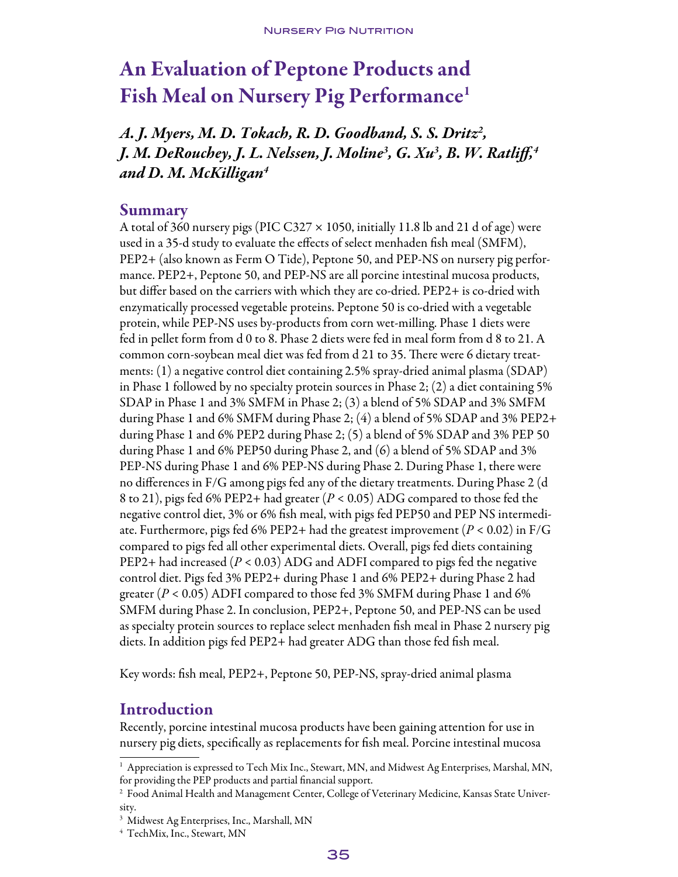# An Evaluation of Peptone Products and Fish Meal on Nursery Pig Performance[1]

*A. J. Myers, M. D. Tokach, R. D. Goodband, S. S. Dritz[2], J. M. DeRouchey, J. L. Nelssen, J. Moline[3], G. Xu[3], B. W. Ratliff,[4] and D. M. McKilligan[4]*

## Summary

A total of 360 nursery pigs (PIC C327 × 1050, initially 11.8 lb and 21 d of age) were used in a 35-d study to evaluate the effects of select menhaden fish meal (SMFM), PEP2+ (also known as Ferm O Tide), Peptone 50, and PEP-NS on nursery pig performance. PEP2+, Peptone 50, and PEP-NS are all porcine intestinal mucosa products, but differ based on the carriers with which they are co-dried. PEP2+ is co-dried with enzymatically processed vegetable proteins. Peptone 50 is co-dried with a vegetable protein, while PEP-NS uses by-products from corn wet-milling. Phase 1 diets were fed in pellet form from d 0 to 8. Phase 2 diets were fed in meal form from d 8 to 21. A common corn-soybean meal diet was fed from d 21 to 35. There were 6 dietary treatments: (1) a negative control diet containing 2.5% spray-dried animal plasma (SDAP) in Phase 1 followed by no specialty protein sources in Phase 2; (2) a diet containing 5% SDAP in Phase 1 and 3% SMFM in Phase 2; (3) a blend of 5% SDAP and 3% SMFM during Phase 1 and 6% SMFM during Phase 2; (4) a blend of 5% SDAP and 3% PEP2+ during Phase 1 and 6% PEP2 during Phase 2; (5) a blend of 5% SDAP and 3% PEP 50 during Phase 1 and 6% PEP50 during Phase 2, and (6) a blend of 5% SDAP and 3% PEP-NS during Phase 1 and 6% PEP-NS during Phase 2. During Phase 1, there were no differences in F/G among pigs fed any of the dietary treatments. During Phase 2 (d 8 to 21), pigs fed 6% PEP2+ had greater ($P < 0.05$) ADG compared to those fed the negative control diet, 3% or 6% fish meal, with pigs fed PEP50 and PEP NS intermediate. Furthermore, pigs fed 6% PEP2+ had the greatest improvement ($P < 0.02$) in F/G compared to pigs fed all other experimental diets. Overall, pigs fed diets containing PEP2+ had increased ($P < 0.03$) ADG and ADFI compared to pigs fed the negative control diet. Pigs fed 3% PEP2+ during Phase 1 and 6% PEP2+ during Phase 2 had greater ($P < 0.05$) ADFI compared to those fed 3% SMFM during Phase 1 and 6% SMFM during Phase 2. In conclusion, PEP2+, Peptone 50, and PEP-NS can be used as specialty protein sources to replace select menhaden fish meal in Phase 2 nursery pig diets. In addition pigs fed PEP2+ had greater ADG than those fed fish meal.

Key words: fish meal, PEP2+, Peptone 50, PEP-NS, spray-dried animal plasma

## Introduction

Recently, porcine intestinal mucosa products have been gaining attention for use in nursery pig diets, specifically as replacements for fish meal. Porcine intestinal mucosa

---

[1] Appreciation is expressed to Tech Mix Inc., Stewart, MN, and Midwest Ag Enterprises, Marshal, MN, for providing the PEP products and partial financial support.

[2] Food Animal Health and Management Center, College of Veterinary Medicine, Kansas State University.

[3] Midwest Ag Enterprises, Inc., Marshall, MN

[4] TechMix, Inc., Stewart, MN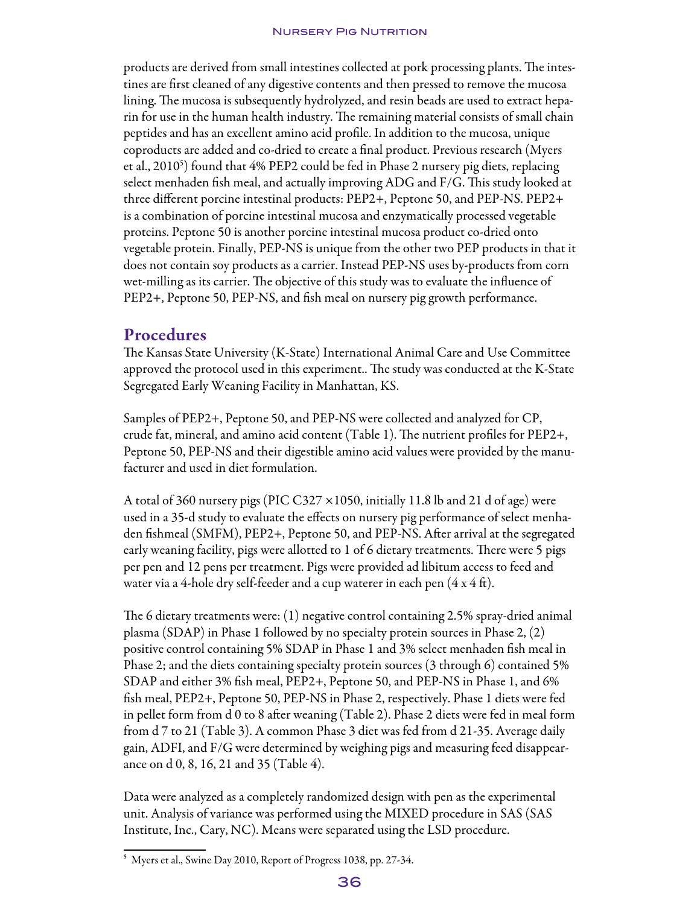products are derived from small intestines collected at pork processing plants. The intestines are first cleaned of any digestive contents and then pressed to remove the mucosa lining. The mucosa is subsequently hydrolyzed, and resin beads are used to extract heparin for use in the human health industry. The remaining material consists of small chain peptides and has an excellent amino acid profile. In addition to the mucosa, unique coproducts are added and co-dried to create a final product. Previous research (Myers et al., 2010[5]) found that 4% PEP2 could be fed in Phase 2 nursery pig diets, replacing select menhaden fish meal, and actually improving ADG and F/G. This study looked at three different porcine intestinal products: PEP2+, Peptone 50, and PEP-NS. PEP2+ is a combination of porcine intestinal mucosa and enzymatically processed vegetable proteins. Peptone 50 is another porcine intestinal mucosa product co-dried onto vegetable protein. Finally, PEP-NS is unique from the other two PEP products in that it does not contain soy products as a carrier. Instead PEP-NS uses by-products from corn wet-milling as its carrier. The objective of this study was to evaluate the influence of PEP2+, Peptone 50, PEP-NS, and fish meal on nursery pig growth performance.

## Procedures

The Kansas State University (K-State) International Animal Care and Use Committee approved the protocol used in this experiment.. The study was conducted at the K-State Segregated Early Weaning Facility in Manhattan, KS.

Samples of PEP2+, Peptone 50, and PEP-NS were collected and analyzed for CP, crude fat, mineral, and amino acid content (Table 1). The nutrient profiles for PEP2+, Peptone 50, PEP-NS and their digestible amino acid values were provided by the manufacturer and used in diet formulation.

A total of 360 nursery pigs (PIC C327 × 1050, initially 11.8 lb and 21 d of age) were used in a 35-d study to evaluate the effects on nursery pig performance of select menhaden fishmeal (SMFM), PEP2+, Peptone 50, and PEP-NS. After arrival at the segregated early weaning facility, pigs were allotted to 1 of 6 dietary treatments. There were 5 pigs per pen and 12 pens per treatment. Pigs were provided ad libitum access to feed and water via a 4-hole dry self-feeder and a cup waterer in each pen (4 x 4 ft).

The 6 dietary treatments were: (1) negative control containing 2.5% spray-dried animal plasma (SDAP) in Phase 1 followed by no specialty protein sources in Phase 2, (2) positive control containing 5% SDAP in Phase 1 and 3% select menhaden fish meal in Phase 2; and the diets containing specialty protein sources (3 through 6) contained 5% SDAP and either 3% fish meal, PEP2+, Peptone 50, and PEP-NS in Phase 1, and 6% fish meal, PEP2+, Peptone 50, PEP-NS in Phase 2, respectively. Phase 1 diets were fed in pellet form from d 0 to 8 after weaning (Table 2). Phase 2 diets were fed in meal form from d 7 to 21 (Table 3). A common Phase 3 diet was fed from d 21-35. Average daily gain, ADFI, and F/G were determined by weighing pigs and measuring feed disappearance on d 0, 8, 16, 21 and 35 (Table 4).

Data were analyzed as a completely randomized design with pen as the experimental unit. Analysis of variance was performed using the MIXED procedure in SAS (SAS Institute, Inc., Cary, NC). Means were separated using the LSD procedure.

---

[5] Myers et al., Swine Day 2010, Report of Progress 1038, pp. 27-34.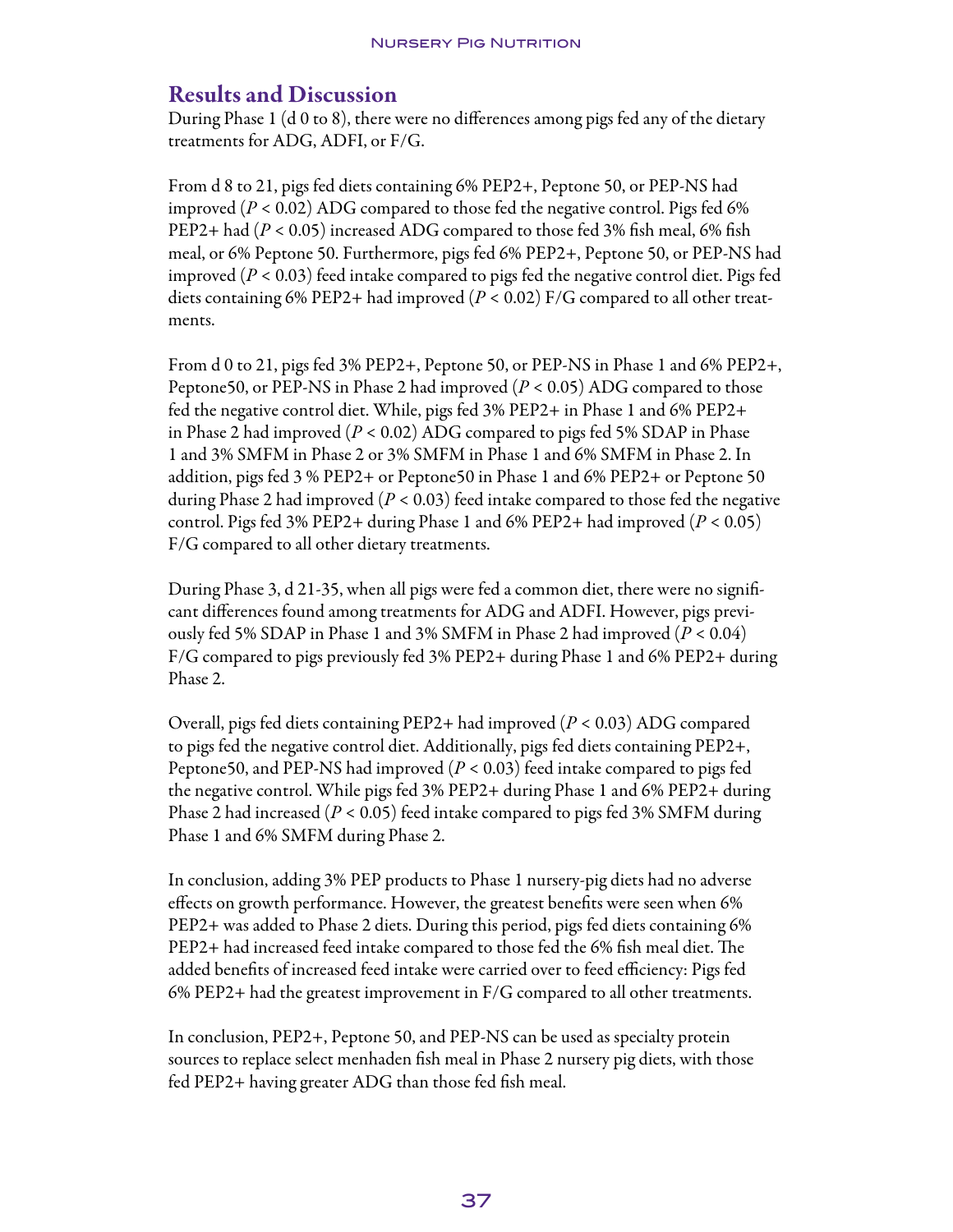## Results and Discussion

During Phase 1 (d 0 to 8), there were no differences among pigs fed any of the dietary treatments for ADG, ADFI, or F/G.

From d 8 to 21, pigs fed diets containing 6% PEP2+, Peptone 50, or PEP-NS had improved ($P < 0.02$) ADG compared to those fed the negative control. Pigs fed 6% PEP2+ had ($P < 0.05$) increased ADG compared to those fed 3% fish meal, 6% fish meal, or 6% Peptone 50. Furthermore, pigs fed 6% PEP2+, Peptone 50, or PEP-NS had improved ($P < 0.03$) feed intake compared to pigs fed the negative control diet. Pigs fed diets containing 6% PEP2+ had improved ($P < 0.02$) F/G compared to all other treatments.

From d 0 to 21, pigs fed 3% PEP2+, Peptone 50, or PEP-NS in Phase 1 and 6% PEP2+, Peptone50, or PEP-NS in Phase 2 had improved ($P < 0.05$) ADG compared to those fed the negative control diet. While, pigs fed 3% PEP2+ in Phase 1 and 6% PEP2+ in Phase 2 had improved ($P < 0.02$) ADG compared to pigs fed 5% SDAP in Phase 1 and 3% SMFM in Phase 2 or 3% SMFM in Phase 1 and 6% SMFM in Phase 2. In addition, pigs fed 3 % PEP2+ or Peptone50 in Phase 1 and 6% PEP2+ or Peptone 50 during Phase 2 had improved ($P < 0.03$) feed intake compared to those fed the negative control. Pigs fed 3% PEP2+ during Phase 1 and 6% PEP2+ had improved ($P < 0.05$) F/G compared to all other dietary treatments.

During Phase 3, d 21-35, when all pigs were fed a common diet, there were no significant differences found among treatments for ADG and ADFI. However, pigs previously fed 5% SDAP in Phase 1 and 3% SMFM in Phase 2 had improved ($P < 0.04$) F/G compared to pigs previously fed 3% PEP2+ during Phase 1 and 6% PEP2+ during Phase 2.

Overall, pigs fed diets containing PEP2+ had improved ($P < 0.03$) ADG compared to pigs fed the negative control diet. Additionally, pigs fed diets containing PEP2+, Peptone50, and PEP-NS had improved ($P < 0.03$) feed intake compared to pigs fed the negative control. While pigs fed 3% PEP2+ during Phase 1 and 6% PEP2+ during Phase 2 had increased ($P < 0.05$) feed intake compared to pigs fed 3% SMFM during Phase 1 and 6% SMFM during Phase 2.

In conclusion, adding 3% PEP products to Phase 1 nursery-pig diets had no adverse effects on growth performance. However, the greatest benefits were seen when 6% PEP2+ was added to Phase 2 diets. During this period, pigs fed diets containing 6% PEP2+ had increased feed intake compared to those fed the 6% fish meal diet. The added benefits of increased feed intake were carried over to feed efficiency: Pigs fed 6% PEP2+ had the greatest improvement in F/G compared to all other treatments.

In conclusion, PEP2+, Peptone 50, and PEP-NS can be used as specialty protein sources to replace select menhaden fish meal in Phase 2 nursery pig diets, with those fed PEP2+ having greater ADG than those fed fish meal.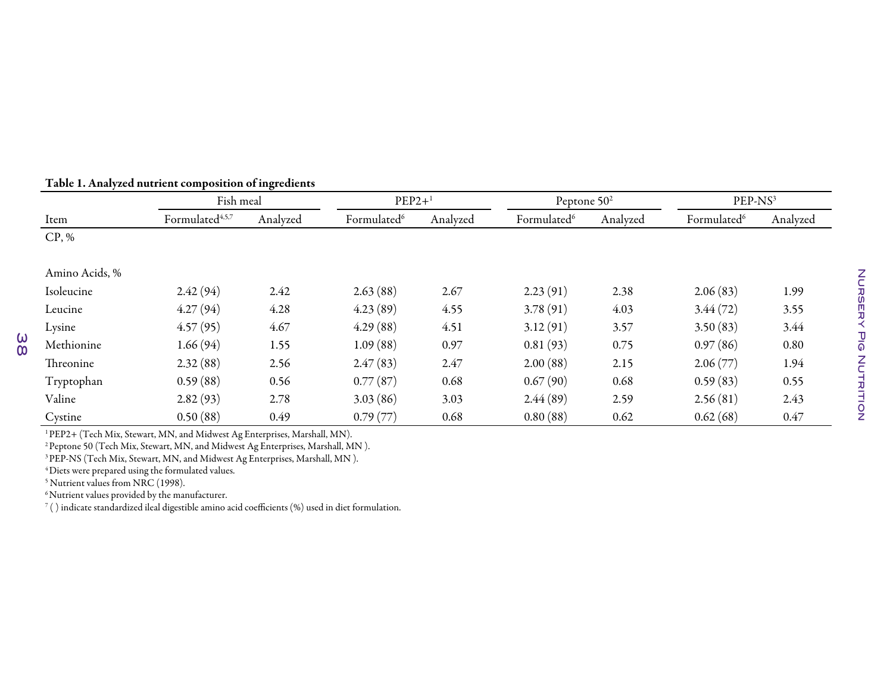**Table 1. Analyzed nutrient composition of ingredients**

| | Fish meal | | PEP2+[1] | | Peptone 50[2] | | PEP-NS[3] | |
|---|---|---|---|---|---|---|---|---|
| Item | Formulated[4,5,7] | Analyzed | Formulated[6] | Analyzed | Formulated[6] | Analyzed | Formulated[6] | Analyzed |
| CP, % | | | | | | | | |
| Amino Acids, % | | | | | | | | |
| Isoleucine | 2.42 (94) | 2.42 | 2.63 (88) | 2.67 | 2.23 (91) | 2.38 | 2.06 (83) | 1.99 |
| Leucine | 4.27 (94) | 4.28 | 4.23 (89) | 4.55 | 3.78 (91) | 4.03 | 3.44 (72) | 3.55 |
| Lysine | 4.57 (95) | 4.67 | 4.29 (88) | 4.51 | 3.12 (91) | 3.57 | 3.50 (83) | 3.44 |
| Methionine | 1.66 (94) | 1.55 | 1.09 (88) | 0.97 | 0.81 (93) | 0.75 | 0.97 (86) | 0.80 |
| Threonine | 2.32 (88) | 2.56 | 2.47 (83) | 2.47 | 2.00 (88) | 2.15 | 2.06 (77) | 1.94 |
| Tryptophan | 0.59 (88) | 0.56 | 0.77 (87) | 0.68 | 0.67 (90) | 0.68 | 0.59 (83) | 0.55 |
| Valine | 2.82 (93) | 2.78 | 3.03 (86) | 3.03 | 2.44 (89) | 2.59 | 2.56 (81) | 2.43 |
| Cystine | 0.50 (88) | 0.49 | 0.79 (77) | 0.68 | 0.80 (88) | 0.62 | 0.62 (68) | 0.47 |

[1] PEP2+ (Tech Mix, Stewart, MN, and Midwest Ag Enterprises, Marshall, MN).
[2] Peptone 50 (Tech Mix, Stewart, MN, and Midwest Ag Enterprises, Marshall, MN ).
[3] PEP-NS (Tech Mix, Stewart, MN, and Midwest Ag Enterprises, Marshall, MN ).
[4] Diets were prepared using the formulated values.
[5] Nutrient values from NRC (1998).
[6] Nutrient values provided by the manufacturer.
[7] ( ) indicate standardized ileal digestible amino acid coefficients (%) used in diet formulation.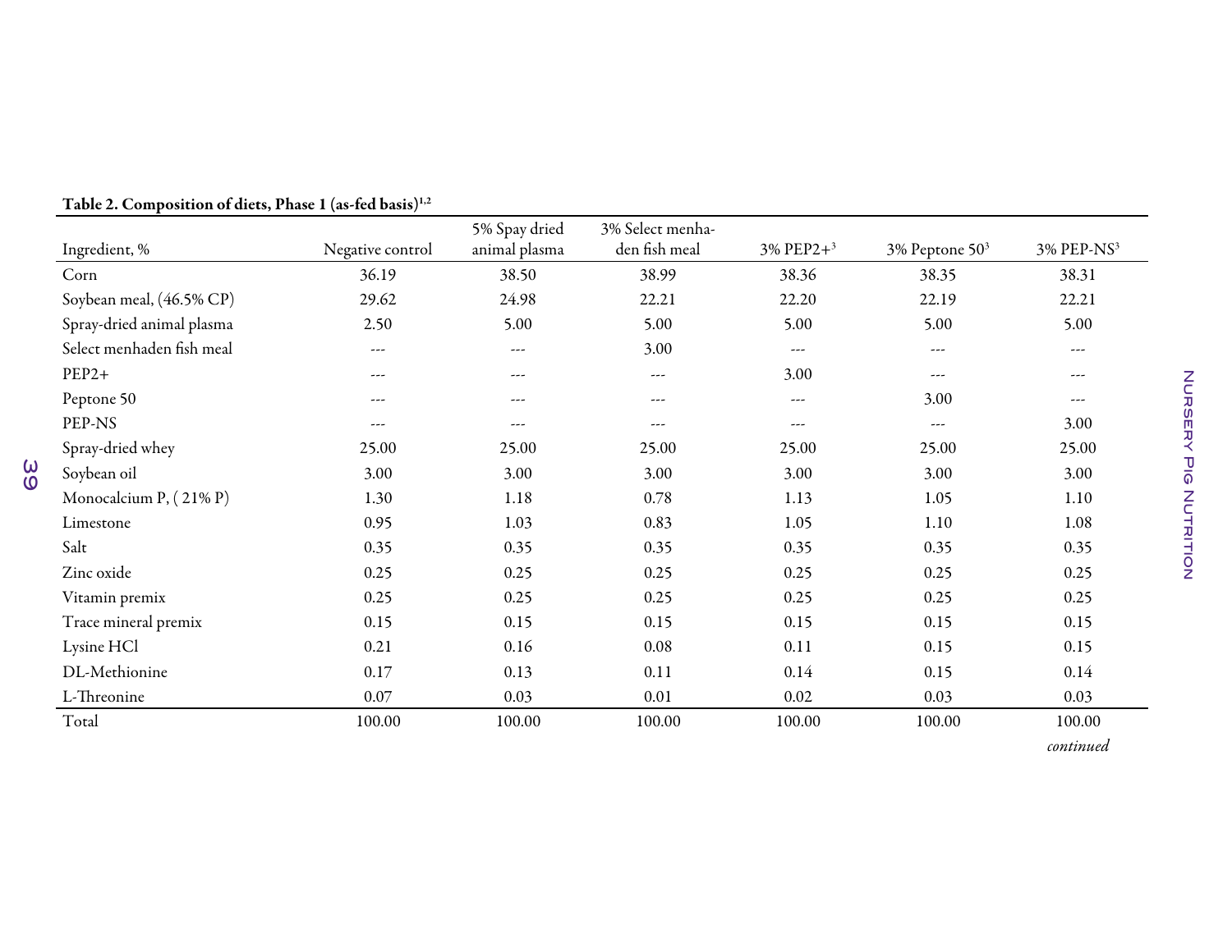**Table 2. Composition of diets, Phase 1 (as-fed basis)[1,2]**

| Ingredient, % | Negative control | 5% Spay dried animal plasma | 3% Select menhaden fish meal | 3% PEP2+[3] | 3% Peptone 50[3] | 3% PEP-NS[3] |
|---|---|---|---|---|---|---|
| Corn | 36.19 | 38.50 | 38.99 | 38.36 | 38.35 | 38.31 |
| Soybean meal, (46.5% CP) | 29.62 | 24.98 | 22.21 | 22.20 | 22.19 | 22.21 |
| Spray-dried animal plasma | 2.50 | 5.00 | 5.00 | 5.00 | 5.00 | 5.00 |
| Select menhaden fish meal | --- | --- | 3.00 | --- | --- | --- |
| PEP2+ | --- | --- | --- | 3.00 | --- | --- |
| Peptone 50 | --- | --- | --- | --- | 3.00 | --- |
| PEP-NS | --- | --- | --- | --- | --- | 3.00 |
| Spray-dried whey | 25.00 | 25.00 | 25.00 | 25.00 | 25.00 | 25.00 |
| Soybean oil | 3.00 | 3.00 | 3.00 | 3.00 | 3.00 | 3.00 |
| Monocalcium P, ( 21% P) | 1.30 | 1.18 | 0.78 | 1.13 | 1.05 | 1.10 |
| Limestone | 0.95 | 1.03 | 0.83 | 1.05 | 1.10 | 1.08 |
| Salt | 0.35 | 0.35 | 0.35 | 0.35 | 0.35 | 0.35 |
| Zinc oxide | 0.25 | 0.25 | 0.25 | 0.25 | 0.25 | 0.25 |
| Vitamin premix | 0.25 | 0.25 | 0.25 | 0.25 | 0.25 | 0.25 |
| Trace mineral premix | 0.15 | 0.15 | 0.15 | 0.15 | 0.15 | 0.15 |
| Lysine HCl | 0.21 | 0.16 | 0.08 | 0.11 | 0.15 | 0.15 |
| DL-Methionine | 0.17 | 0.13 | 0.11 | 0.14 | 0.15 | 0.14 |
| L-Threonine | 0.07 | 0.03 | 0.01 | 0.02 | 0.03 | 0.03 |
| Total | 100.00 | 100.00 | 100.00 | 100.00 | 100.00 | 100.00 |

*continued*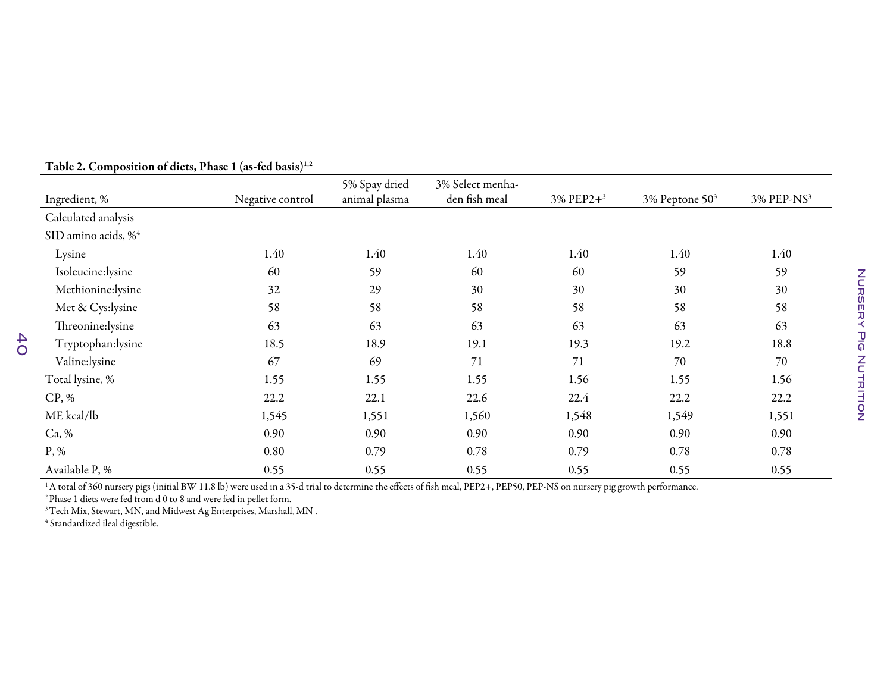**Table 2. Composition of diets, Phase 1 (as-fed basis)[1,2]**

| Ingredient, % | Negative control | 5% Spay dried animal plasma | 3% Select menhaden fish meal | 3% PEP2+[3] | 3% Peptone 50[3] | 3% PEP-NS[3] |
|---|---|---|---|---|---|---|
| Calculated analysis | | | | | | |
| SID amino acids, %[4] | | | | | | |
| Lysine | 1.40 | 1.40 | 1.40 | 1.40 | 1.40 | 1.40 |
| Isoleucine:lysine | 60 | 59 | 60 | 60 | 59 | 59 |
| Methionine:lysine | 32 | 29 | 30 | 30 | 30 | 30 |
| Met & Cys:lysine | 58 | 58 | 58 | 58 | 58 | 58 |
| Threonine:lysine | 63 | 63 | 63 | 63 | 63 | 63 |
| Tryptophan:lysine | 18.5 | 18.9 | 19.1 | 19.3 | 19.2 | 18.8 |
| Valine:lysine | 67 | 69 | 71 | 71 | 70 | 70 |
| Total lysine, % | 1.55 | 1.55 | 1.55 | 1.56 | 1.55 | 1.56 |
| CP, % | 22.2 | 22.1 | 22.6 | 22.4 | 22.2 | 22.2 |
| ME kcal/lb | 1,545 | 1,551 | 1,560 | 1,548 | 1,549 | 1,551 |
| Ca, % | 0.90 | 0.90 | 0.90 | 0.90 | 0.90 | 0.90 |
| P, % | 0.80 | 0.79 | 0.78 | 0.79 | 0.78 | 0.78 |
| Available P, % | 0.55 | 0.55 | 0.55 | 0.55 | 0.55 | 0.55 |

[1] A total of 360 nursery pigs (initial BW 11.8 lb) were used in a 35-d trial to determine the effects of fish meal, PEP2+, PEP50, PEP-NS on nursery pig growth performance.

[2] Phase 1 diets were fed from d 0 to 8 and were fed in pellet form.

[3] Tech Mix, Stewart, MN, and Midwest Ag Enterprises, Marshall, MN .

[4] Standardized ileal digestible.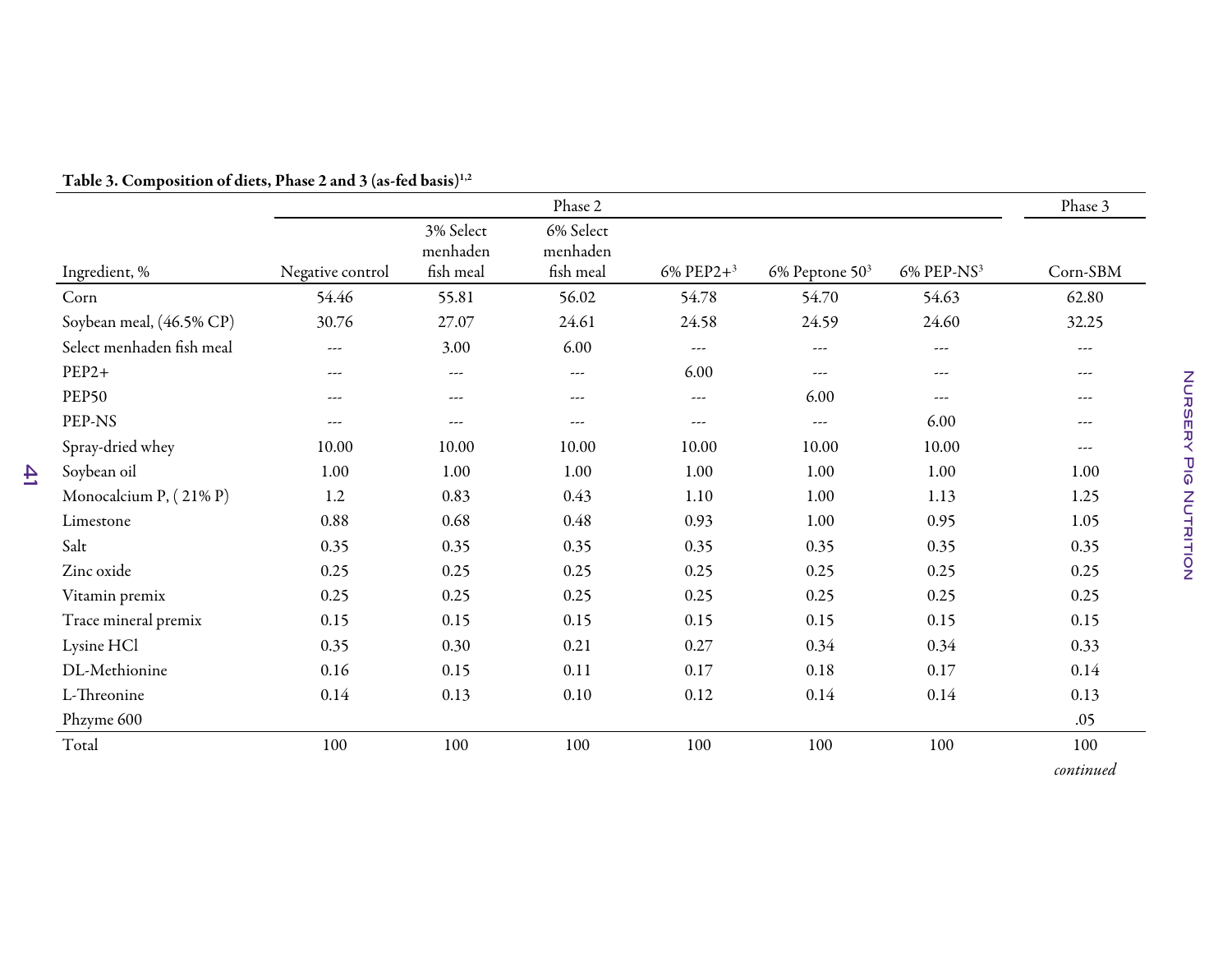**Table 3. Composition of diets, Phase 2 and 3 (as-fed basis)[1,2]**

| | Phase 2 | | | | | | Phase 3 |
|---|---|---|---|---|---|---|---|
| Ingredient, % | Negative control | 3% Select menhaden fish meal | 6% Select menhaden fish meal | 6% PEP2+[3] | 6% Peptone 50[3] | 6% PEP-NS[3] | Corn-SBM |
| Corn | 54.46 | 55.81 | 56.02 | 54.78 | 54.70 | 54.63 | 62.80 |
| Soybean meal, (46.5% CP) | 30.76 | 27.07 | 24.61 | 24.58 | 24.59 | 24.60 | 32.25 |
| Select menhaden fish meal | --- | 3.00 | 6.00 | --- | --- | --- | --- |
| PEP2+ | --- | --- | --- | 6.00 | --- | --- | --- |
| PEP50 | --- | --- | --- | --- | 6.00 | --- | --- |
| PEP-NS | --- | --- | --- | --- | --- | 6.00 | --- |
| Spray-dried whey | 10.00 | 10.00 | 10.00 | 10.00 | 10.00 | 10.00 | --- |
| Soybean oil | 1.00 | 1.00 | 1.00 | 1.00 | 1.00 | 1.00 | 1.00 |
| Monocalcium P, ( 21% P) | 1.2 | 0.83 | 0.43 | 1.10 | 1.00 | 1.13 | 1.25 |
| Limestone | 0.88 | 0.68 | 0.48 | 0.93 | 1.00 | 0.95 | 1.05 |
| Salt | 0.35 | 0.35 | 0.35 | 0.35 | 0.35 | 0.35 | 0.35 |
| Zinc oxide | 0.25 | 0.25 | 0.25 | 0.25 | 0.25 | 0.25 | 0.25 |
| Vitamin premix | 0.25 | 0.25 | 0.25 | 0.25 | 0.25 | 0.25 | 0.25 |
| Trace mineral premix | 0.15 | 0.15 | 0.15 | 0.15 | 0.15 | 0.15 | 0.15 |
| Lysine HCl | 0.35 | 0.30 | 0.21 | 0.27 | 0.34 | 0.34 | 0.33 |
| DL-Methionine | 0.16 | 0.15 | 0.11 | 0.17 | 0.18 | 0.17 | 0.14 |
| L-Threonine | 0.14 | 0.13 | 0.10 | 0.12 | 0.14 | 0.14 | 0.13 |
| Phzyme 600 | | | | | | | .05 |
| Total | 100 | 100 | 100 | 100 | 100 | 100 | 100 |

*continued*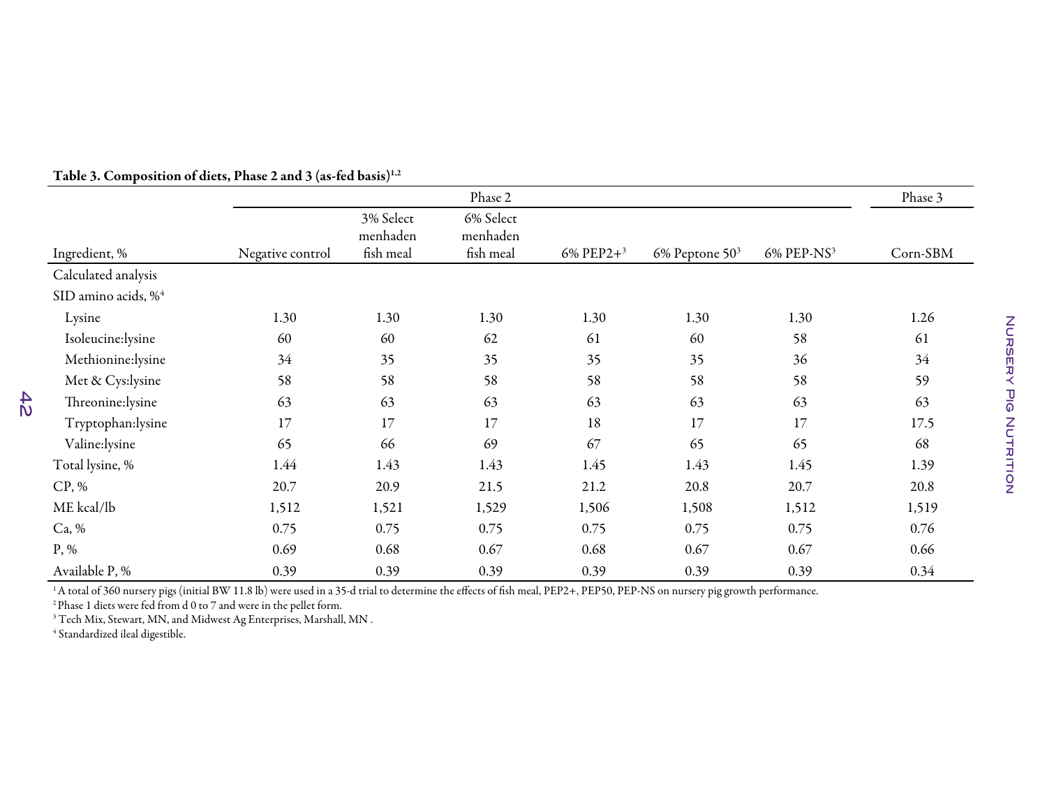**Table 3. Composition of diets, Phase 2 and 3 (as-fed basis)[1,2]**

| | Phase 2 | | | | | | Phase 3 |
|---|---|---|---|---|---|---|---|
| Ingredient, % | Negative control | 3% Select menhaden fish meal | 6% Select menhaden fish meal | 6% PEP2+[3] | 6% Peptone 50[3] | 6% PEP-NS[3] | Corn-SBM |
| Calculated analysis | | | | | | | |
| SID amino acids, %[4] | | | | | | | |
| Lysine | 1.30 | 1.30 | 1.30 | 1.30 | 1.30 | 1.30 | 1.26 |
| Isoleucine:lysine | 60 | 60 | 62 | 61 | 60 | 58 | 61 |
| Methionine:lysine | 34 | 35 | 35 | 35 | 35 | 36 | 34 |
| Met & Cys:lysine | 58 | 58 | 58 | 58 | 58 | 58 | 59 |
| Threonine:lysine | 63 | 63 | 63 | 63 | 63 | 63 | 63 |
| Tryptophan:lysine | 17 | 17 | 17 | 18 | 17 | 17 | 17.5 |
| Valine:lysine | 65 | 66 | 69 | 67 | 65 | 65 | 68 |
| Total lysine, % | 1.44 | 1.43 | 1.43 | 1.45 | 1.43 | 1.45 | 1.39 |
| CP, % | 20.7 | 20.9 | 21.5 | 21.2 | 20.8 | 20.7 | 20.8 |
| ME kcal/lb | 1,512 | 1,521 | 1,529 | 1,506 | 1,508 | 1,512 | 1,519 |
| Ca, % | 0.75 | 0.75 | 0.75 | 0.75 | 0.75 | 0.75 | 0.76 |
| P, % | 0.69 | 0.68 | 0.67 | 0.68 | 0.67 | 0.67 | 0.66 |
| Available P, % | 0.39 | 0.39 | 0.39 | 0.39 | 0.39 | 0.39 | 0.34 |

[1] A total of 360 nursery pigs (initial BW 11.8 lb) were used in a 35-d trial to determine the effects of fish meal, PEP2+, PEP50, PEP-NS on nursery pig growth performance.
[2] Phase 1 diets were fed from d 0 to 7 and were in the pellet form.
[3] Tech Mix, Stewart, MN, and Midwest Ag Enterprises, Marshall, MN .
[4] Standardized ileal digestible.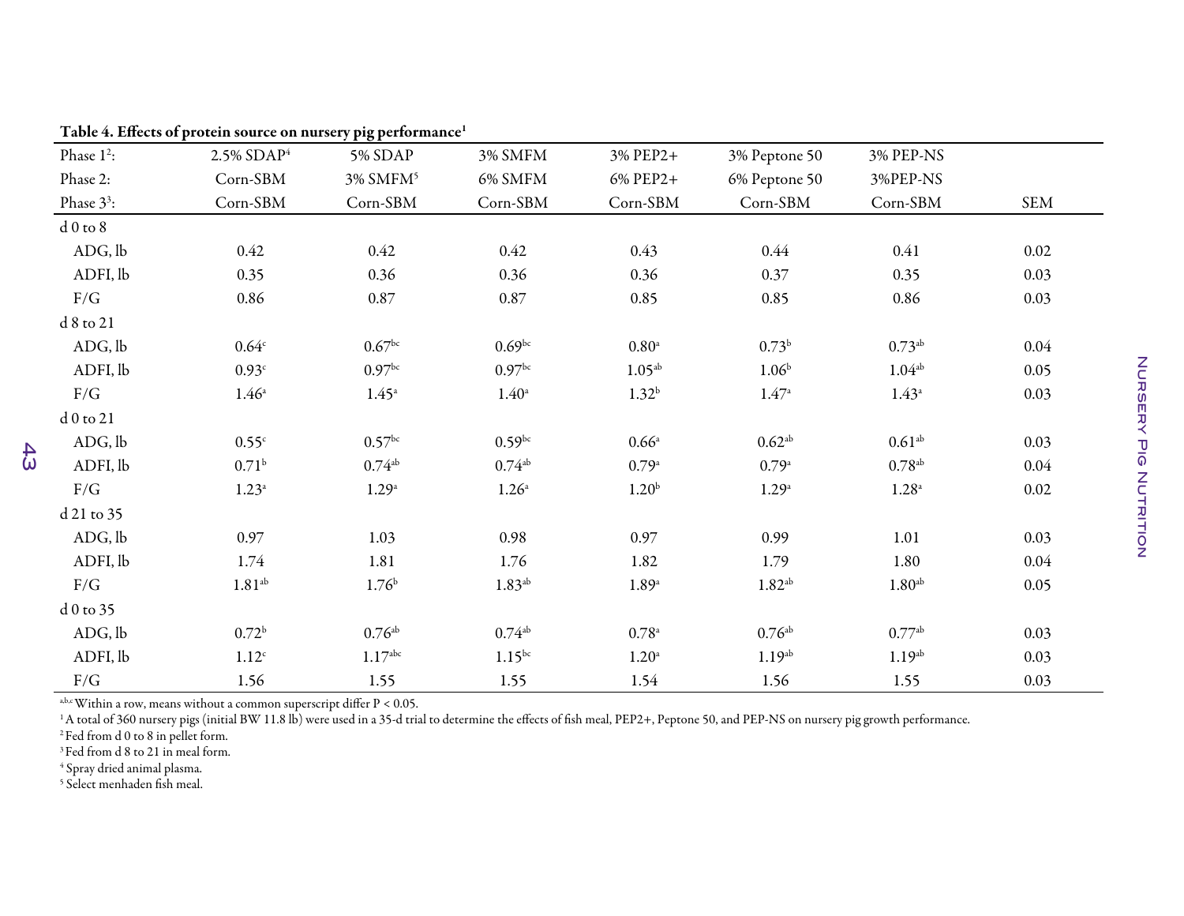**Table 4. Effects of protein source on nursery pig performance[1]**

| Phase 1[2]: | 2.5% SDAP[4] | 5% SDAP | 3% SMFM | 3% PEP2+ | 3% Peptone 50 | 3% PEP-NS | |
|---|---|---|---|---|---|---|---|
| Phase 2: | Corn-SBM | 3% SMFM[5] | 6% SMFM | 6% PEP2+ | 6% Peptone 50 | 3%PEP-NS | |
| Phase 3[3]: | Corn-SBM | Corn-SBM | Corn-SBM | Corn-SBM | Corn-SBM | Corn-SBM | SEM |
| d 0 to 8 | | | | | | | |
| ADG, lb | 0.42 | 0.42 | 0.42 | 0.43 | 0.44 | 0.41 | 0.02 |
| ADFI, lb | 0.35 | 0.36 | 0.36 | 0.36 | 0.37 | 0.35 | 0.03 |
| F/G | 0.86 | 0.87 | 0.87 | 0.85 | 0.85 | 0.86 | 0.03 |
| d 8 to 21 | | | | | | | |
| ADG, lb | 0.64[c] | 0.67[bc] | 0.69[bc] | 0.80[a] | 0.73[b] | 0.73[ab] | 0.04 |
| ADFI, lb | 0.93[c] | 0.97[bc] | 0.97[bc] | 1.05[ab] | 1.06[b] | 1.04[ab] | 0.05 |
| F/G | 1.46[a] | 1.45[a] | 1.40[a] | 1.32[b] | 1.47[a] | 1.43[a] | 0.03 |
| d 0 to 21 | | | | | | | |
| ADG, lb | 0.55[c] | 0.57[bc] | 0.59[bc] | 0.66[a] | 0.62[ab] | 0.61[ab] | 0.03 |
| ADFI, lb | 0.71[b] | 0.74[ab] | 0.74[ab] | 0.79[a] | 0.79[a] | 0.78[ab] | 0.04 |
| F/G | 1.23[a] | 1.29[a] | 1.26[a] | 1.20[b] | 1.29[a] | 1.28[a] | 0.02 |
| d 21 to 35 | | | | | | | |
| ADG, lb | 0.97 | 1.03 | 0.98 | 0.97 | 0.99 | 1.01 | 0.03 |
| ADFI, lb | 1.74 | 1.81 | 1.76 | 1.82 | 1.79 | 1.80 | 0.04 |
| F/G | 1.81[ab] | 1.76[b] | 1.83[ab] | 1.89[a] | 1.82[ab] | 1.80[ab] | 0.05 |
| d 0 to 35 | | | | | | | |
| ADG, lb | 0.72[b] | 0.76[ab] | 0.74[ab] | 0.78[a] | 0.76[ab] | 0.77[ab] | 0.03 |
| ADFI, lb | 1.12[c] | 1.17[abc] | 1.15[bc] | 1.20[a] | 1.19[ab] | 1.19[ab] | 0.03 |
| F/G | 1.56 | 1.55 | 1.55 | 1.54 | 1.56 | 1.55 | 0.03 |

[a,b,c] Within a row, means without a common superscript differ $P < 0.05$.

[1] A total of 360 nursery pigs (initial BW 11.8 lb) were used in a 35-d trial to determine the effects of fish meal, PEP2+, Peptone 50, and PEP-NS on nursery pig growth performance.

[2] Fed from d 0 to 8 in pellet form.

[3] Fed from d 8 to 21 in meal form.

[4] Spray dried animal plasma.

[5] Select menhaden fish meal.